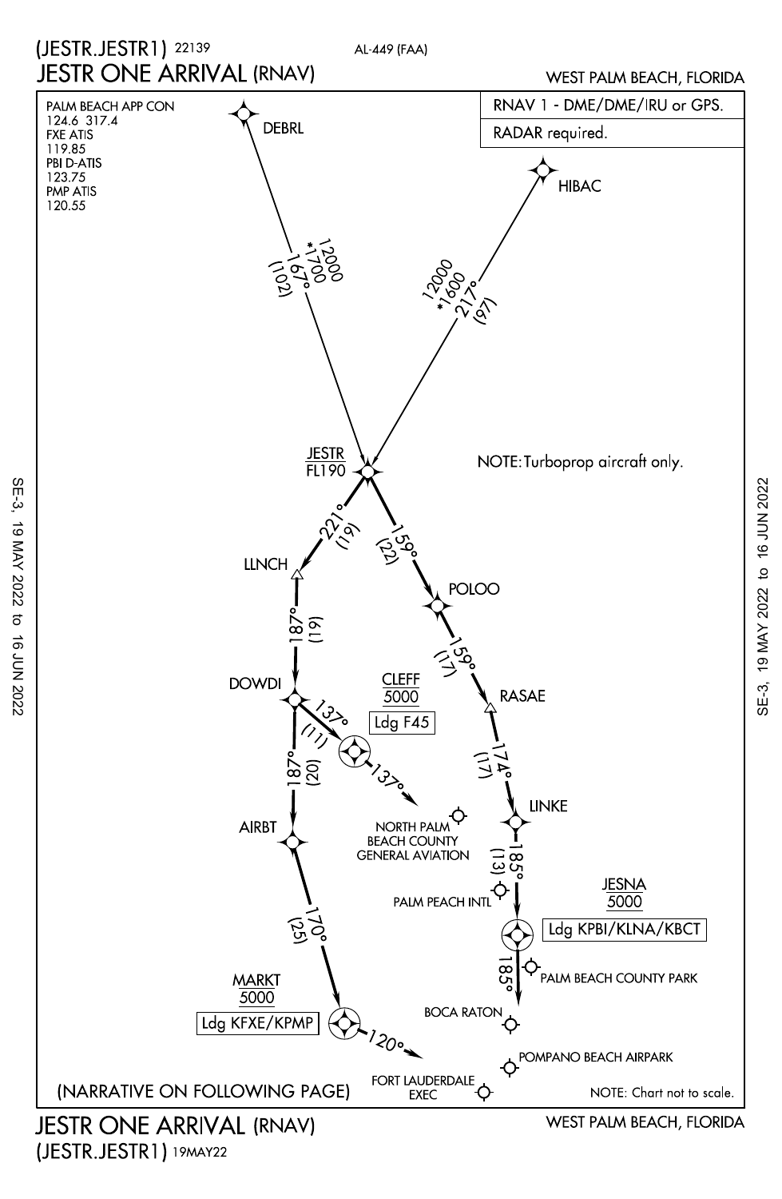# (JESTR.JESTR1) 22139

AL-449 (FAA)

# JESTR ONE ARRIVAL (RNAV)

WEST PALM BEACH, FLORIDA

PALM BEACH APP CON
124.6 317.4
FXE ATIS
119.85
PBI D-ATIS
123.75
PMP ATIS
120.55

RNAV 1 - DME/DME/IRU or GPS.

RADAR required.

NOTE: Turboprop aircraft only.

DEBRL

12000
*1700
167°
(102)

HIBAC

12000
*1600
217°
(97)

JESTR
FL190

221°
(19)

LLNCH

187°
(19)

DOWDI

137°
(11)

CLEFF
5000
Ldg F45

137°

187°
(20)

AIRBT

170°
(25)

MARKT
5000
Ldg KFXE/KPMP

120°

159°
(22)

POLOO

159°
(17)

RASAE

174°
(17)

LINKE

185°
(13)

JESNA
5000
Ldg KPBI/KLNA/KBCT

185°

NORTH PALM BEACH COUNTY GENERAL AVIATION

PALM PEACH INTL

PALM BEACH COUNTY PARK

BOCA RATON

POMPANO BEACH AIRPARK

FORT LAUDERDALE EXEC

(NARRATIVE ON FOLLOWING PAGE)

NOTE: Chart not to scale.

SE-3, 19 MAY 2022 to 16 JUN 2022

# JESTR ONE ARRIVAL (RNAV)

WEST PALM BEACH, FLORIDA

(JESTR.JESTR1) 19MAY22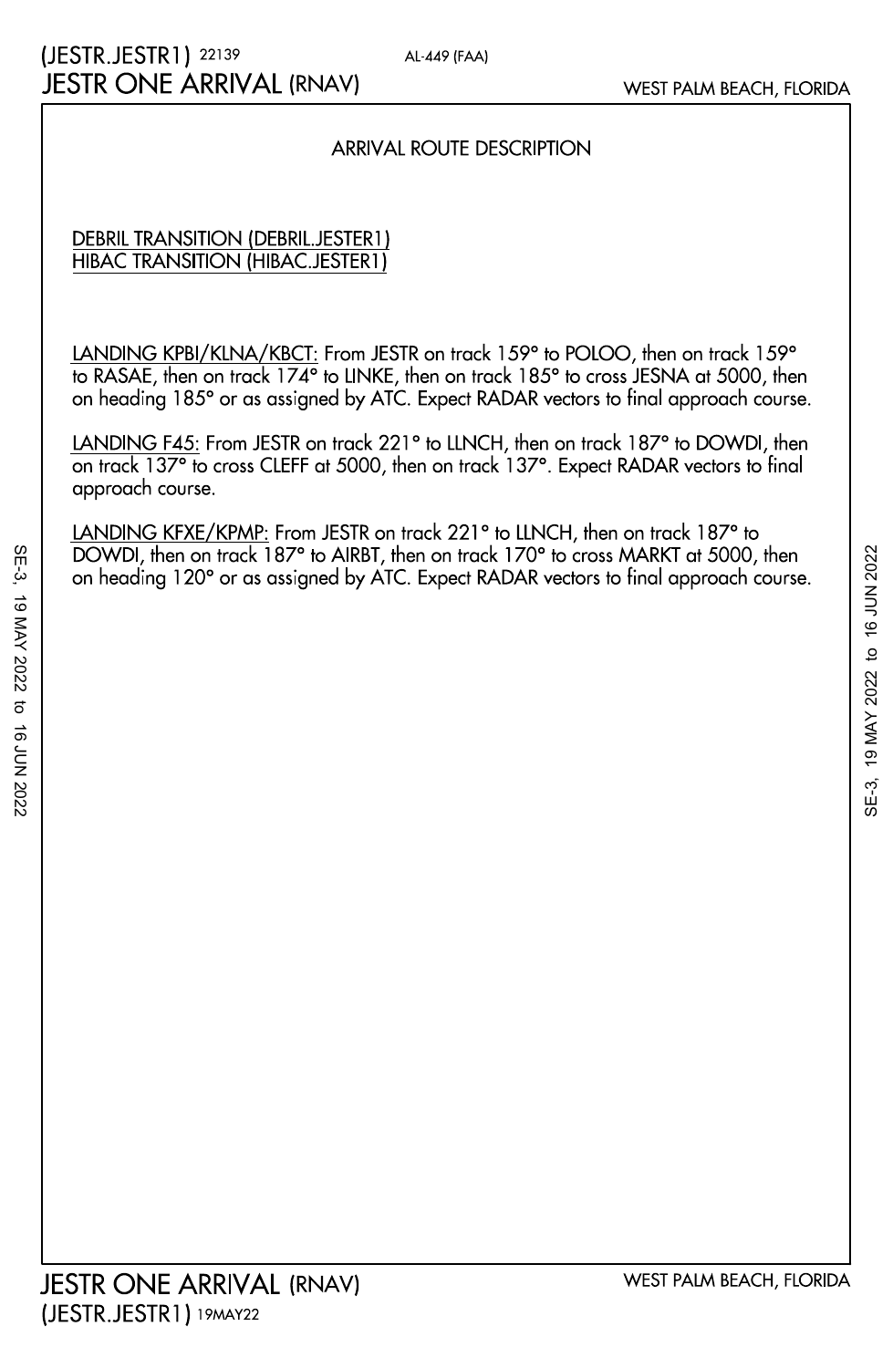## ARRIVAL ROUTE DESCRIPTION

DEBRIL TRANSITION (DEBRIL.JESTER1)
HIBAC TRANSITION (HIBAC.JESTER1)

LANDING KPBI/KLNA/KBCT: From JESTR on track 159° to POLOO, then on track 159° to RASAE, then on track 174° to LINKE, then on track 185° to cross JESNA at 5000, then on heading 185° or as assigned by ATC. Expect RADAR vectors to final approach course.

LANDING F45: From JESTR on track 221° to LLNCH, then on track 187° to DOWDI, then on track 137° to cross CLEFF at 5000, then on track 137°. Expect RADAR vectors to final approach course.

LANDING KFXE/KPMP: From JESTR on track 221° to LLNCH, then on track 187° to DOWDI, then on track 187° to AIRBT, then on track 170° to cross MARKT at 5000, then on heading 120° or as assigned by ATC. Expect RADAR vectors to final approach course.